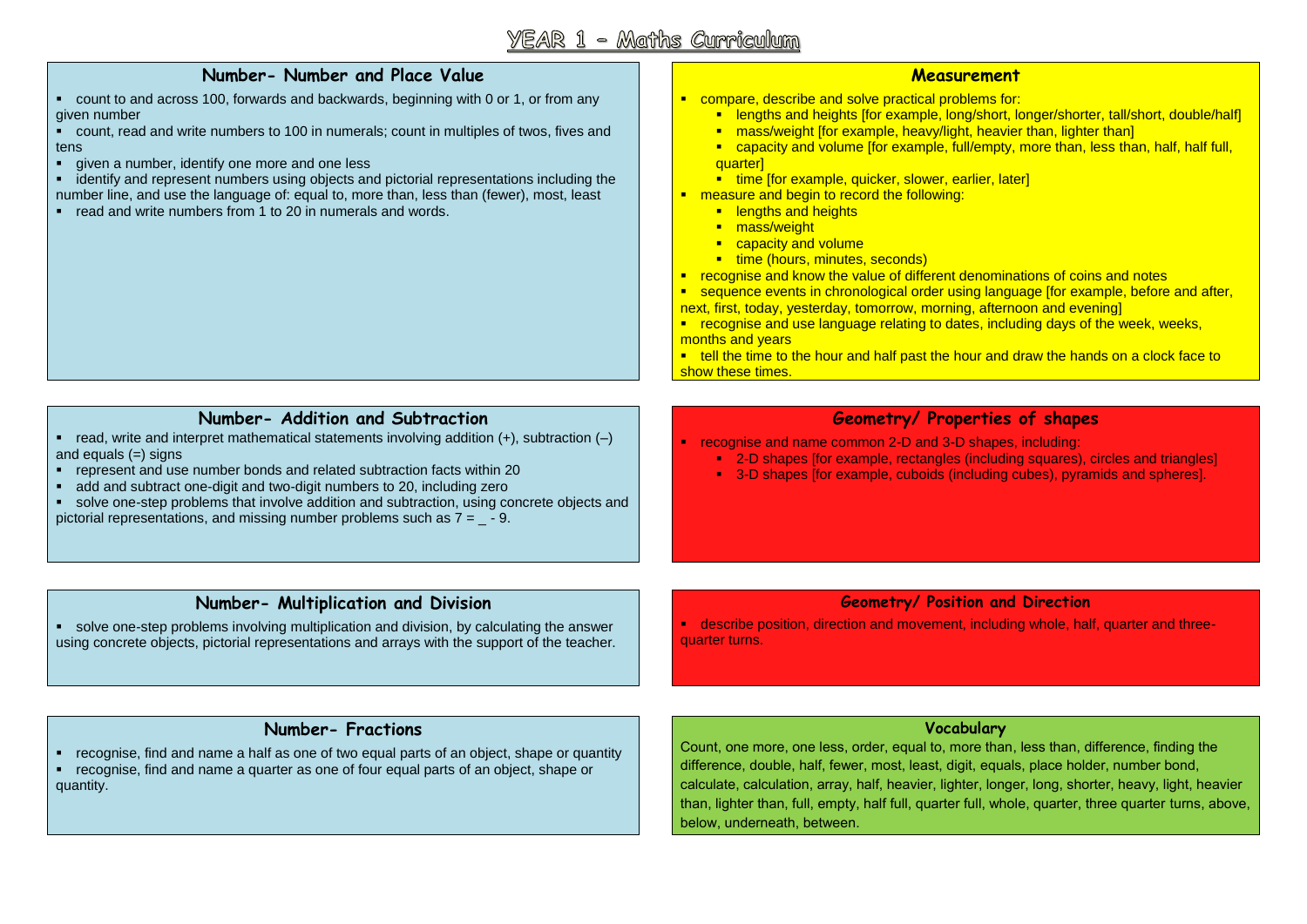# YEAR 1 – Maths Curriculum

## Number- Number and Place Value

- count to and across 100, forwards and backwards, beginning with 0 or 1, or from any given number
- count, read and write numbers to 100 in numerals; count in multiples of twos, fives and tens
- given a number, identify one more and one less
- identify and represent numbers using objects and pictorial representations including the number line, and use the language of: equal to, more than, less than (fewer), most, least
- read and write numbers from 1 to 20 in numerals and words.

## Measurement

- compare, describe and solve practical problems for:
  - lengths and heights [for example, long/short, longer/shorter, tall/short, double/half]
  - mass/weight [for example, heavy/light, heavier than, lighter than]
  - capacity and volume [for example, full/empty, more than, less than, half, half full, quarter]
  - time [for example, quicker, slower, earlier, later]
- measure and begin to record the following:
  - lengths and heights
  - mass/weight
  - capacity and volume
  - time (hours, minutes, seconds)
- recognise and know the value of different denominations of coins and notes
- sequence events in chronological order using language [for example, before and after, next, first, today, yesterday, tomorrow, morning, afternoon and evening]
- recognise and use language relating to dates, including days of the week, weeks, months and years
- tell the time to the hour and half past the hour and draw the hands on a clock face to show these times.

## Number- Addition and Subtraction

- read, write and interpret mathematical statements involving addition (+), subtraction (–) and equals (=) signs
- represent and use number bonds and related subtraction facts within 20
- add and subtract one-digit and two-digit numbers to 20, including zero
- solve one-step problems that involve addition and subtraction, using concrete objects and pictorial representations, and missing number problems such as 7 = _ - 9.

## Geometry/ Properties of shapes

- recognise and name common 2-D and 3-D shapes, including:
  - 2-D shapes [for example, rectangles (including squares), circles and triangles]
  - 3-D shapes [for example, cuboids (including cubes), pyramids and spheres].

## Number- Multiplication and Division

- solve one-step problems involving multiplication and division, by calculating the answer using concrete objects, pictorial representations and arrays with the support of the teacher.

## Geometry/ Position and Direction

- describe position, direction and movement, including whole, half, quarter and three-quarter turns.

## Number- Fractions

- recognise, find and name a half as one of two equal parts of an object, shape or quantity
- recognise, find and name a quarter as one of four equal parts of an object, shape or quantity.

## Vocabulary

Count, one more, one less, order, equal to, more than, less than, difference, finding the difference, double, half, fewer, most, least, digit, equals, place holder, number bond, calculate, calculation, array, half, heavier, lighter, longer, long, shorter, heavy, light, heavier than, lighter than, full, empty, half full, quarter full, whole, quarter, three quarter turns, above, below, underneath, between.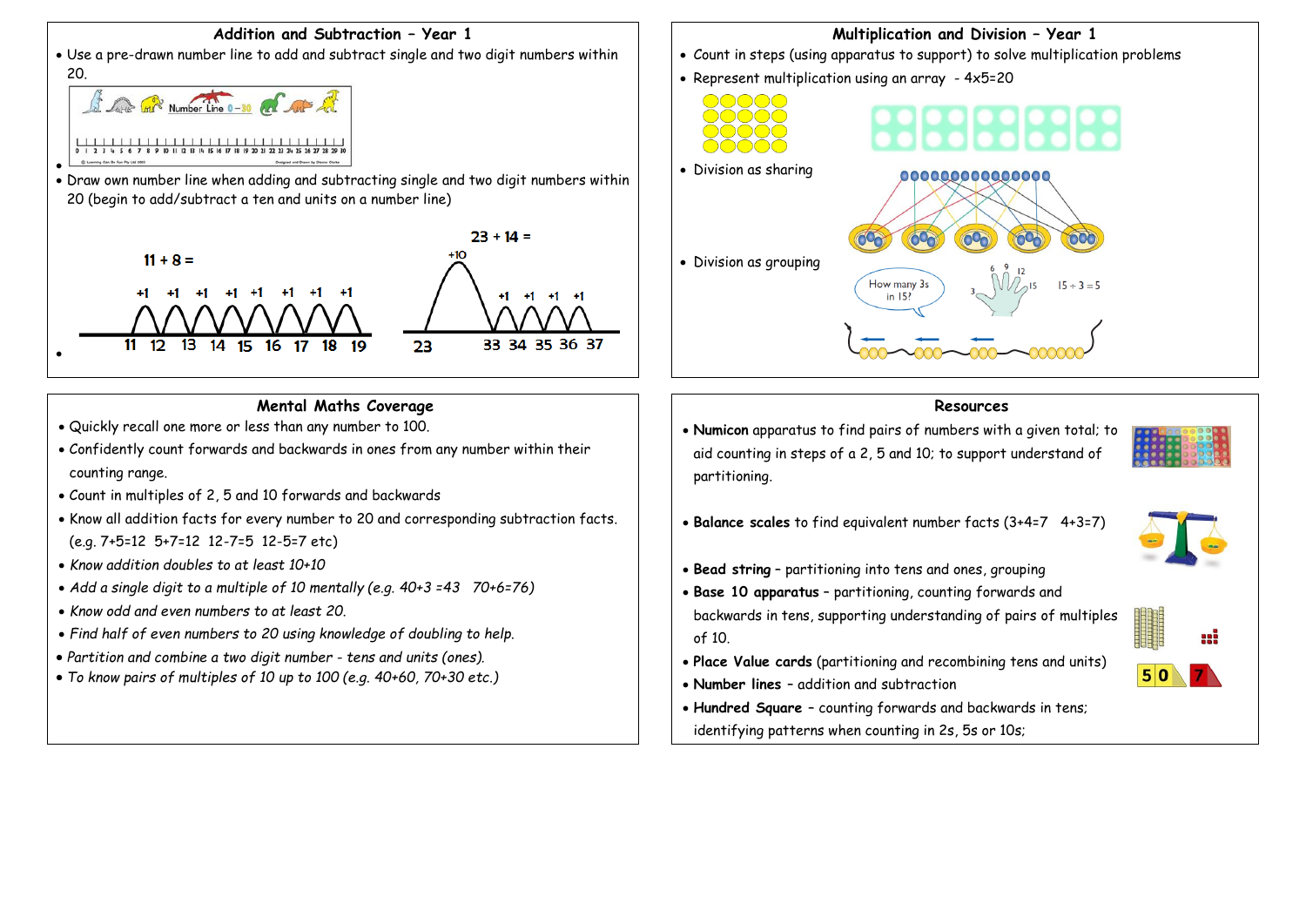## Addition and Subtraction – Year 1

- Use a pre-drawn number line to add and subtract single and two digit numbers within 20.

Number Line 0–30

0 1 2 3 4 5 6 7 8 9 10 11 12 13 14 15 16 17 18 19 20 21 22 23 24 25 26 27 28 29 30

- Draw own number line when adding and subtracting single and two digit numbers within 20 (begin to add/subtract a ten and units on a number line)

11 + 8 =

+1 +1 +1 +1 +1 +1 +1 +1

11 12 13 14 15 16 17 18 19

23 + 14 =

+10 +1 +1 +1 +1

23 33 34 35 36 37

## Multiplication and Division – Year 1

- Count in steps (using apparatus to support) to solve multiplication problems
- Represent multiplication using an array - 4x5=20
- Division as sharing
- Division as grouping

How many 3s in 15?

3 6 9 12 15

15 ÷ 3 = 5

## Mental Maths Coverage

- Quickly recall one more or less than any number to 100.
- Confidently count forwards and backwards in ones from any number within their counting range.
- Count in multiples of 2, 5 and 10 forwards and backwards
- Know all addition facts for every number to 20 and corresponding subtraction facts. (e.g. 7+5=12 5+7=12 12-7=5 12-5=7 etc)
- *Know addition doubles to at least 10+10*
- *Add a single digit to a multiple of 10 mentally (e.g. 40+3 =43 70+6=76)*
- *Know odd and even numbers to at least 20.*
- *Find half of even numbers to 20 using knowledge of doubling to help.*
- *Partition and combine a two digit number - tens and units (ones).*
- *To know pairs of multiples of 10 up to 100 (e.g. 40+60, 70+30 etc.)*

## Resources

- **Numicon** apparatus to find pairs of numbers with a given total; to aid counting in steps of a 2, 5 and 10; to support understand of partitioning.
- **Balance scales** to find equivalent number facts (3+4=7 4+3=7)
- **Bead string** – partitioning into tens and ones, grouping
- **Base 10 apparatus** – partitioning, counting forwards and backwards in tens, supporting understanding of pairs of multiples of 10.
- **Place Value cards** (partitioning and recombining tens and units)
- **Number lines** – addition and subtraction
- **Hundred Square** – counting forwards and backwards in tens; identifying patterns when counting in 2s, 5s or 10s;

5 0 7